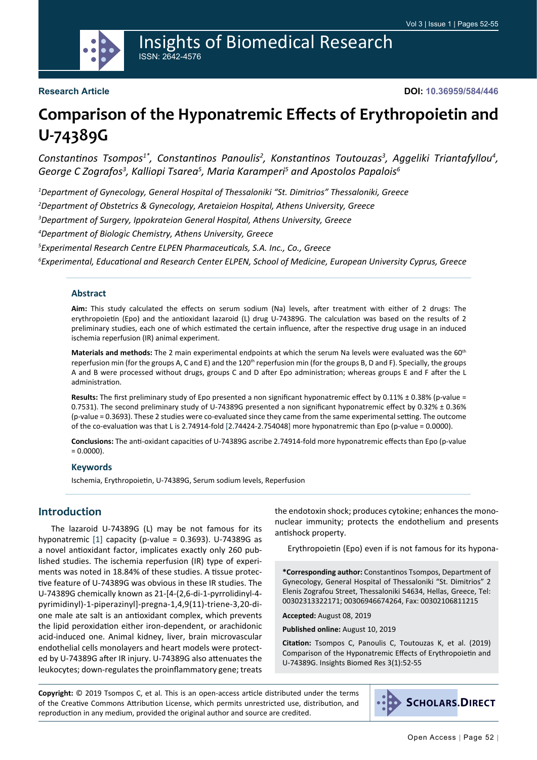**Research Article**

**DOI: 10.36959/584/446**

# Comparison of the Hyponatremic Effects of Erythropoietin and U-74389G

*Constantinos Tsompos[1*], Constantinos Panoulis[2], Konstantinos Toutouzas[3], Aggeliki Triantafyllou[4], George C Zografos[3], Kalliopi Tsarea[5], Maria Karamperi[5] and Apostolos Papalois[6]*

[1]*Department of Gynecology, General Hospital of Thessaloniki "St. Dimitrios" Thessaloniki, Greece*

[2]*Department of Obstetrics & Gynecology, Aretaieion Hospital, Athens University, Greece*

[3]*Department of Surgery, Ippokrateion General Hospital, Athens University, Greece*

[4]*Department of Biologic Chemistry, Athens University, Greece*

[5]*Experimental Research Centre ELPEN Pharmaceuticals, S.A. Inc., Co., Greece*

[6]*Experimental, Educational and Research Center ELPEN, School of Medicine, European University Cyprus, Greece*

### Abstract

**Aim:** This study calculated the effects on serum sodium (Na) levels, after treatment with either of 2 drugs: The erythropoietin (Epo) and the antioxidant lazaroid (L) drug U-74389G. The calculation was based on the results of 2 preliminary studies, each one of which estimated the certain influence, after the respective drug usage in an induced ischemia reperfusion (IR) animal experiment.

**Materials and methods:** The 2 main experimental endpoints at which the serum Na levels were evaluated was the 60$^{th}$ reperfusion min (for the groups A, C and E) and the 120$^{th}$ reperfusion min (for the groups B, D and F). Specially, the groups A and B were processed without drugs, groups C and D after Epo administration; whereas groups E and F after the L administration.

**Results:** The first preliminary study of Epo presented a non significant hyponatremic effect by 0.11% ± 0.38% (p-value = 0.7531). The second preliminary study of U-74389G presented a non significant hyponatremic effect by 0.32% ± 0.36% (p-value = 0.3693). These 2 studies were co-evaluated since they came from the same experimental setting. The outcome of the co-evaluation was that L is 2.74914-fold [2.74424-2.754048] more hyponatremic than Epo (p-value = 0.0000).

**Conclusions:** The anti-oxidant capacities of U-74389G ascribe 2.74914-fold more hyponatremic effects than Epo (p-value = 0.0000).

### Keywords

Ischemia, Erythropoietin, U-74389G, Serum sodium levels, Reperfusion

## Introduction

The lazaroid U-74389G (L) may be not famous for its hyponatremic [1] capacity (p-value = 0.3693). U-74389G as a novel antioxidant factor, implicates exactly only 260 published studies. The ischemia reperfusion (IR) type of experiments was noted in 18.84% of these studies. A tissue protective feature of U-74389G was obvious in these IR studies. The U-74389G chemically known as 21-[4-(2,6-di-1-pyrrolidinyl-4-pyrimidinyl)-1-piperazinyl]-pregna-1,4,9(11)-triene-3,20-dione male ate salt is an antioxidant complex, which prevents the lipid peroxidation either iron-dependent, or arachidonic acid-induced one. Animal kidney, liver, brain microvascular endothelial cells monolayers and heart models were protected by U-74389G after IR injury. U-74389G also attenuates the leukocytes; down-regulates the proinflammatory gene; treats the endotoxin shock; produces cytokine; enhances the mononuclear immunity; protects the endothelium and presents antishock property.

Erythropoietin (Epo) even if is not famous for its hypona-

**\*Corresponding author:** Constantinos Tsompos, Department of Gynecology, General Hospital of Thessaloniki "St. Dimitrios" 2 Elenis Zografou Street, Thessaloniki 54634, Hellas, Greece, Tel: 00302313322171; 00306946674264, Fax: 00302106811215

**Accepted:** August 08, 2019

**Published online:** August 10, 2019

**Citation:** Tsompos C, Panoulis C, Toutouzas K, et al. (2019) Comparison of the Hyponatremic Effects of Erythropoietin and U-74389G. Insights Biomed Res 3(1):52-55

**Copyright:** © 2019 Tsompos C, et al. This is an open-access article distributed under the terms of the Creative Commons Attribution License, which permits unrestricted use, distribution, and reproduction in any medium, provided the original author and source are credited.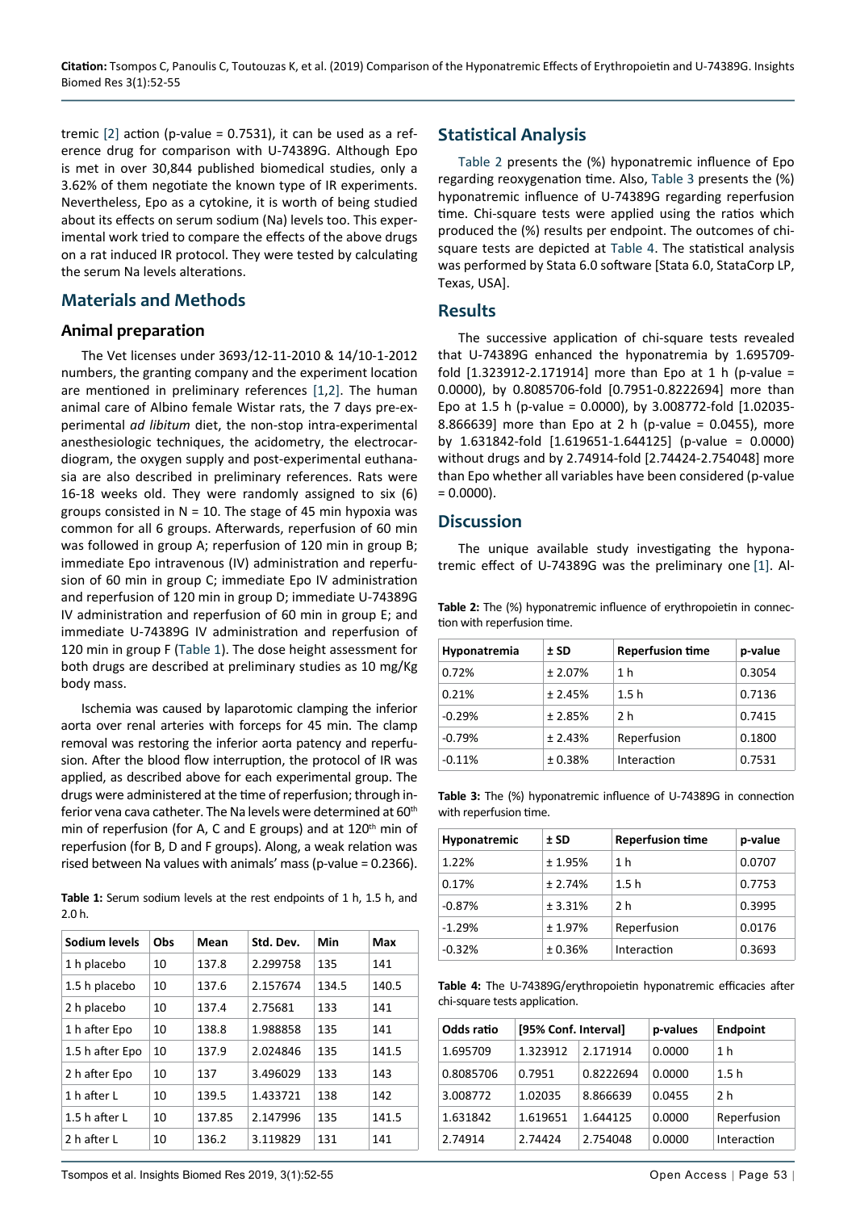tremic [2] action (p-value = 0.7531), it can be used as a reference drug for comparison with U-74389G. Although Epo is met in over 30,844 published biomedical studies, only a 3.62% of them negotiate the known type of IR experiments. Nevertheless, Epo as a cytokine, it is worth of being studied about its effects on serum sodium (Na) levels too. This experimental work tried to compare the effects of the above drugs on a rat induced IR protocol. They were tested by calculating the serum Na levels alterations.

## Materials and Methods

### Animal preparation

The Vet licenses under 3693/12-11-2010 & 14/10-1-2012 numbers, the granting company and the experiment location are mentioned in preliminary references [1,2]. The human animal care of Albino female Wistar rats, the 7 days pre-experimental *ad libitum* diet, the non-stop intra-experimental anesthesiologic techniques, the acidometry, the electrocardiogram, the oxygen supply and post-experimental euthanasia are also described in preliminary references. Rats were 16-18 weeks old. They were randomly assigned to six (6) groups consisted in N = 10. The stage of 45 min hypoxia was common for all 6 groups. Afterwards, reperfusion of 60 min was followed in group A; reperfusion of 120 min in group B; immediate Epo intravenous (IV) administration and reperfusion of 60 min in group C; immediate Epo IV administration and reperfusion of 120 min in group D; immediate U-74389G IV administration and reperfusion of 60 min in group E; and immediate U-74389G IV administration and reperfusion of 120 min in group F (Table 1). The dose height assessment for both drugs are described at preliminary studies as 10 mg/Kg body mass.

Ischemia was caused by laparotomic clamping the inferior aorta over renal arteries with forceps for 45 min. The clamp removal was restoring the inferior aorta patency and reperfusion. After the blood flow interruption, the protocol of IR was applied, as described above for each experimental group. The drugs were administered at the time of reperfusion; through inferior vena cava catheter. The Na levels were determined at 60th min of reperfusion (for A, C and E groups) and at 120th min of reperfusion (for B, D and F groups). Along, a weak relation was rised between Na values with animals' mass (p-value = 0.2366).

**Table 1:** Serum sodium levels at the rest endpoints of 1 h, 1.5 h, and 2.0 h.

| Sodium levels | Obs | Mean | Std. Dev. | Min | Max |
|---|---|---|---|---|---|
| 1 h placebo | 10 | 137.8 | 2.299758 | 135 | 141 |
| 1.5 h placebo | 10 | 137.6 | 2.157674 | 134.5 | 140.5 |
| 2 h placebo | 10 | 137.4 | 2.75681 | 133 | 141 |
| 1 h after Epo | 10 | 138.8 | 1.988858 | 135 | 141 |
| 1.5 h after Epo | 10 | 137.9 | 2.024846 | 135 | 141.5 |
| 2 h after Epo | 10 | 137 | 3.496029 | 133 | 143 |
| 1 h after L | 10 | 139.5 | 1.433721 | 138 | 142 |
| 1.5 h after L | 10 | 137.85 | 2.147996 | 135 | 141.5 |
| 2 h after L | 10 | 136.2 | 3.119829 | 131 | 141 |

## Statistical Analysis

Table 2 presents the (%) hyponatremic influence of Epo regarding reoxygenation time. Also, Table 3 presents the (%) hyponatremic influence of U-74389G regarding reperfusion time. Chi-square tests were applied using the ratios which produced the (%) results per endpoint. The outcomes of chi-square tests are depicted at Table 4. The statistical analysis was performed by Stata 6.0 software [Stata 6.0, StataCorp LP, Texas, USA].

## Results

The successive application of chi-square tests revealed that U-74389G enhanced the hyponatremia by 1.695709-fold [1.323912-2.171914] more than Epo at 1 h (p-value = 0.0000), by 0.8085706-fold [0.7951-0.8222694] more than Epo at 1.5 h (p-value = 0.0000), by 3.008772-fold [1.02035-8.866639] more than Epo at 2 h (p-value = 0.0455), more by 1.631842-fold [1.619651-1.644125] (p-value = 0.0000) without drugs and by 2.74914-fold [2.74424-2.754048] more than Epo whether all variables have been considered (p-value = 0.0000).

## Discussion

The unique available study investigating the hyponatremic effect of U-74389G was the preliminary one [1]. Al-

**Table 2:** The (%) hyponatremic influence of erythropoietin in connection with reperfusion time.

| Hyponatremia | ± SD | Reperfusion time | p-value |
|---|---|---|---|
| 0.72% | ± 2.07% | 1 h | 0.3054 |
| 0.21% | ± 2.45% | 1.5 h | 0.7136 |
| -0.29% | ± 2.85% | 2 h | 0.7415 |
| -0.79% | ± 2.43% | Reperfusion | 0.1800 |
| -0.11% | ± 0.38% | Interaction | 0.7531 |

**Table 3:** The (%) hyponatremic influence of U-74389G in connection with reperfusion time.

| Hyponatremic | ± SD | Reperfusion time | p-value |
|---|---|---|---|
| 1.22% | ± 1.95% | 1 h | 0.0707 |
| 0.17% | ± 2.74% | 1.5 h | 0.7753 |
| -0.87% | ± 3.31% | 2 h | 0.3995 |
| -1.29% | ± 1.97% | Reperfusion | 0.0176 |
| -0.32% | ± 0.36% | Interaction | 0.3693 |

**Table 4:** The U-74389G/erythropoietin hyponatremic efficacies after chi-square tests application.

| Odds ratio | [95% Conf. Interval] | | p-values | Endpoint |
|---|---|---|---|---|
| 1.695709 | 1.323912 | 2.171914 | 0.0000 | 1 h |
| 0.8085706 | 0.7951 | 0.8222694 | 0.0000 | 1.5 h |
| 3.008772 | 1.02035 | 8.866639 | 0.0455 | 2 h |
| 1.631842 | 1.619651 | 1.644125 | 0.0000 | Reperfusion |
| 2.74914 | 2.74424 | 2.754048 | 0.0000 | Interaction |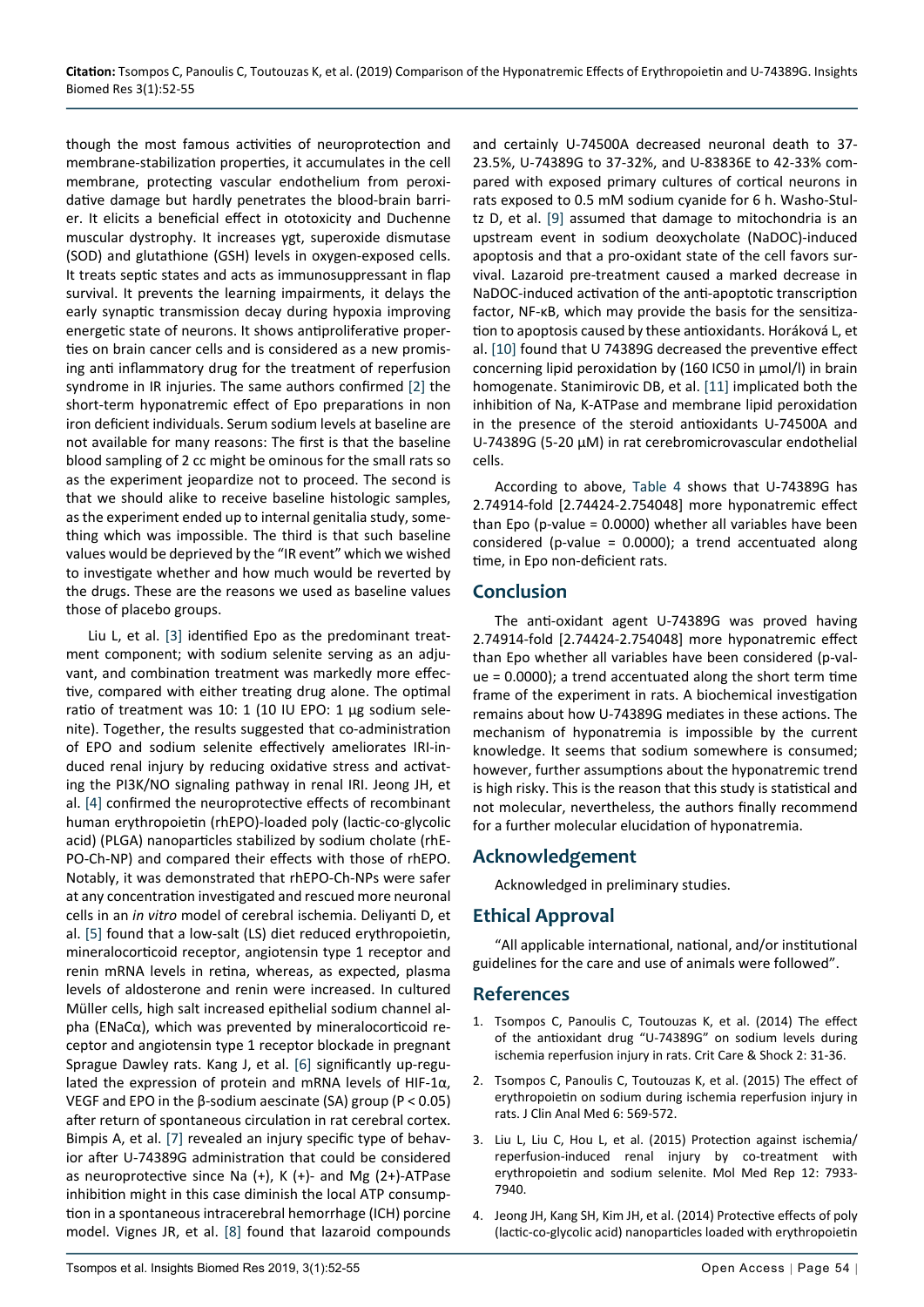though the most famous activities of neuroprotection and membrane-stabilization properties, it accumulates in the cell membrane, protecting vascular endothelium from peroxidative damage but hardly penetrates the blood-brain barrier. It elicits a beneficial effect in ototoxicity and Duchenne muscular dystrophy. It increases γgt, superoxide dismutase (SOD) and glutathione (GSH) levels in oxygen-exposed cells. It treats septic states and acts as immunosuppressant in flap survival. It prevents the learning impairments, it delays the early synaptic transmission decay during hypoxia improving energetic state of neurons. It shows antiproliferative properties on brain cancer cells and is considered as a new promising anti inflammatory drug for the treatment of reperfusion syndrome in IR injuries. The same authors confirmed [2] the short-term hyponatremic effect of Epo preparations in non iron deficient individuals. Serum sodium levels at baseline are not available for many reasons: The first is that the baseline blood sampling of 2 cc might be ominous for the small rats so as the experiment jeopardize not to proceed. The second is that we should alike to receive baseline histologic samples, as the experiment ended up to internal genitalia study, something which was impossible. The third is that such baseline values would be deprieved by the "IR event" which we wished to investigate whether and how much would be reverted by the drugs. These are the reasons we used as baseline values those of placebo groups.

Liu L, et al. [3] identified Epo as the predominant treatment component; with sodium selenite serving as an adjuvant, and combination treatment was markedly more effective, compared with either treating drug alone. The optimal ratio of treatment was 10: 1 (10 IU EPO: 1 μg sodium selenite). Together, the results suggested that co-administration of EPO and sodium selenite effectively ameliorates IRI-induced renal injury by reducing oxidative stress and activating the PI3K/NO signaling pathway in renal IRI. Jeong JH, et al. [4] confirmed the neuroprotective effects of recombinant human erythropoietin (rhEPO)-loaded poly (lactic-co-glycolic acid) (PLGA) nanoparticles stabilized by sodium cholate (rhEPO-Ch-NP) and compared their effects with those of rhEPO. Notably, it was demonstrated that rhEPO-Ch-NPs were safer at any concentration investigated and rescued more neuronal cells in an *in vitro* model of cerebral ischemia. Deliyanti D, et al. [5] found that a low-salt (LS) diet reduced erythropoietin, mineralocorticoid receptor, angiotensin type 1 receptor and renin mRNA levels in retina, whereas, as expected, plasma levels of aldosterone and renin were increased. In cultured Müller cells, high salt increased epithelial sodium channel alpha (ENaCα), which was prevented by mineralocorticoid receptor and angiotensin type 1 receptor blockade in pregnant Sprague Dawley rats. Kang J, et al. [6] significantly up-regulated the expression of protein and mRNA levels of HIF-1α, VEGF and EPO in the β-sodium aescinate (SA) group ($P < 0.05$) after return of spontaneous circulation in rat cerebral cortex. Bimpis A, et al. [7] revealed an injury specific type of behavior after U-74389G administration that could be considered as neuroprotective since Na (+), K (+)- and Mg (2+)-ATPase inhibition might in this case diminish the local ATP consumption in a spontaneous intracerebral hemorrhage (ICH) porcine model. Vignes JR, et al. [8] found that lazaroid compounds and certainly U-74500A decreased neuronal death to 37-23.5%, U-74389G to 37-32%, and U-83836E to 42-33% compared with exposed primary cultures of cortical neurons in rats exposed to 0.5 mM sodium cyanide for 6 h. Washo-Stultz D, et al. [9] assumed that damage to mitochondria is an upstream event in sodium deoxycholate (NaDOC)-induced apoptosis and that a pro-oxidant state of the cell favors survival. Lazaroid pre-treatment caused a marked decrease in NaDOC-induced activation of the anti-apoptotic transcription factor, NF-κB, which may provide the basis for the sensitization to apoptosis caused by these antioxidants. Horáková L, et al. [10] found that U 74389G decreased the preventive effect concerning lipid peroxidation by (160 IC50 in μmol/l) in brain homogenate. Stanimirovic DB, et al. [11] implicated both the inhibition of Na, K-ATPase and membrane lipid peroxidation in the presence of the steroid antioxidants U-74500A and U-74389G (5-20 μM) in rat cerebromicrovascular endothelial cells.

According to above, Table 4 shows that U-74389G has 2.74914-fold [2.74424-2.754048] more hyponatremic effect than Epo (p-value = 0.0000) whether all variables have been considered (p-value = 0.0000); a trend accentuated along time, in Epo non-deficient rats.

## Conclusion

The anti-oxidant agent U-74389G was proved having 2.74914-fold [2.74424-2.754048] more hyponatremic effect than Epo whether all variables have been considered (p-value = 0.0000); a trend accentuated along the short term time frame of the experiment in rats. A biochemical investigation remains about how U-74389G mediates in these actions. The mechanism of hyponatremia is impossible by the current knowledge. It seems that sodium somewhere is consumed; however, further assumptions about the hyponatremic trend is high risky. This is the reason that this study is statistical and not molecular, nevertheless, the authors finally recommend for a further molecular elucidation of hyponatremia.

## Acknowledgement

Acknowledged in preliminary studies.

## Ethical Approval

"All applicable international, national, and/or institutional guidelines for the care and use of animals were followed".

## References

1. Tsompos C, Panoulis C, Toutouzas K, et al. (2014) The effect of the antioxidant drug "U-74389G" on sodium levels during ischemia reperfusion injury in rats. Crit Care & Shock 2: 31-36.
2. Tsompos C, Panoulis C, Toutouzas K, et al. (2015) The effect of erythropoietin on sodium during ischemia reperfusion injury in rats. J Clin Anal Med 6: 569-572.
3. Liu L, Liu C, Hou L, et al. (2015) Protection against ischemia/reperfusion-induced renal injury by co-treatment with erythropoietin and sodium selenite. Mol Med Rep 12: 7933-7940.
4. Jeong JH, Kang SH, Kim JH, et al. (2014) Protective effects of poly (lactic-co-glycolic acid) nanoparticles loaded with erythropoietin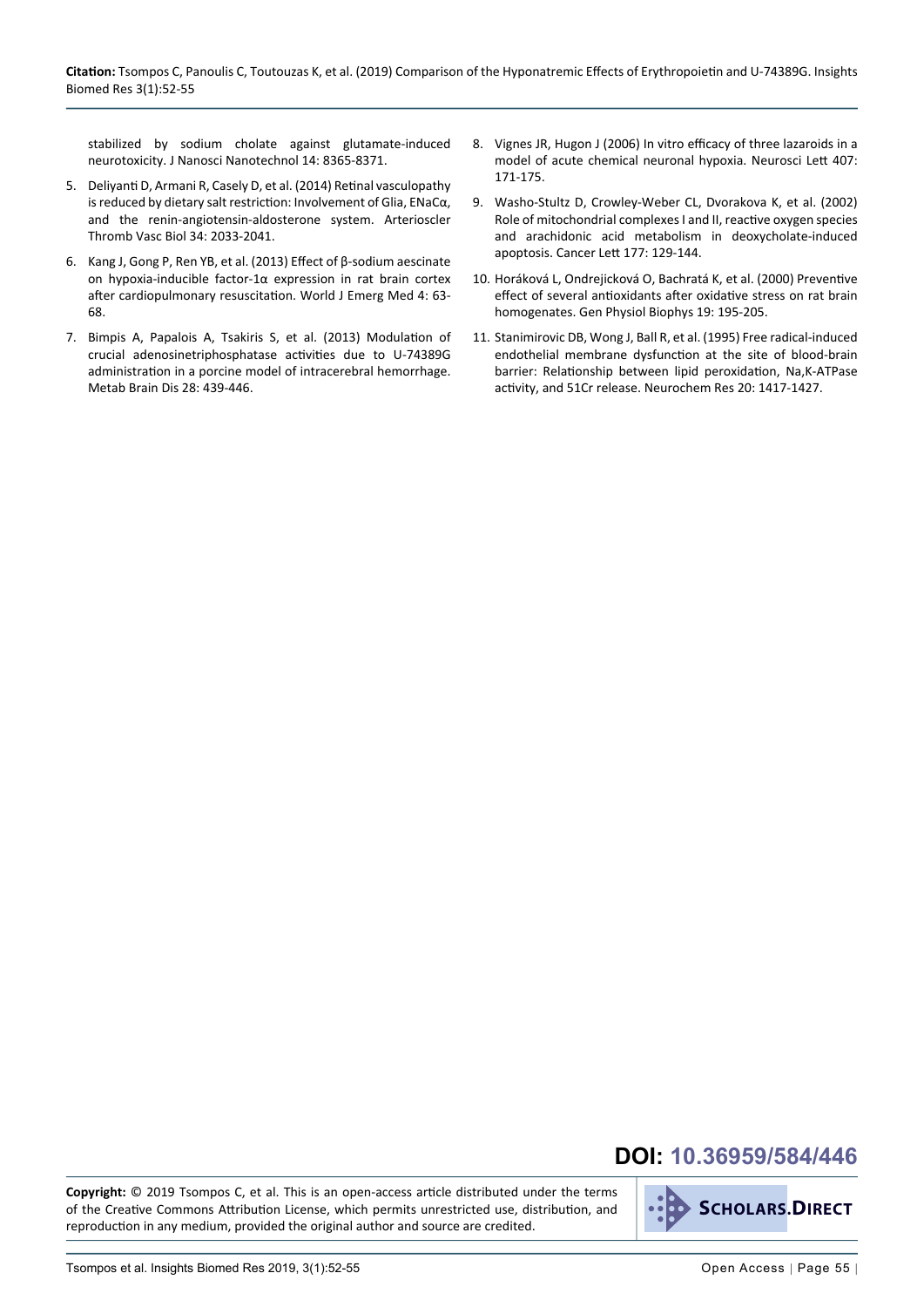stabilized by sodium cholate against glutamate-induced neurotoxicity. J Nanosci Nanotechnol 14: 8365-8371.

5. Deliyanti D, Armani R, Casely D, et al. (2014) Retinal vasculopathy is reduced by dietary salt restriction: Involvement of Glia, ENaCα, and the renin-angiotensin-aldosterone system. Arterioscler Thromb Vasc Biol 34: 2033-2041.
6. Kang J, Gong P, Ren YB, et al. (2013) Effect of β-sodium aescinate on hypoxia-inducible factor-1α expression in rat brain cortex after cardiopulmonary resuscitation. World J Emerg Med 4: 63-68.
7. Bimpis A, Papalois A, Tsakiris S, et al. (2013) Modulation of crucial adenosinetriphosphatase activities due to U-74389G administration in a porcine model of intracerebral hemorrhage. Metab Brain Dis 28: 439-446.
8. Vignes JR, Hugon J (2006) In vitro efficacy of three lazaroids in a model of acute chemical neuronal hypoxia. Neurosci Lett 407: 171-175.
9. Washo-Stultz D, Crowley-Weber CL, Dvorakova K, et al. (2002) Role of mitochondrial complexes I and II, reactive oxygen species and arachidonic acid metabolism in deoxycholate-induced apoptosis. Cancer Lett 177: 129-144.
10. Horáková L, Ondrejicková O, Bachratá K, et al. (2000) Preventive effect of several antioxidants after oxidative stress on rat brain homogenates. Gen Physiol Biophys 19: 195-205.
11. Stanimirovic DB, Wong J, Ball R, et al. (1995) Free radical-induced endothelial membrane dysfunction at the site of blood-brain barrier: Relationship between lipid peroxidation, Na,K-ATPase activity, and 51Cr release. Neurochem Res 20: 1417-1427.

**DOI: 10.36959/584/446**

**Copyright:** © 2019 Tsompos C, et al. This is an open-access article distributed under the terms of the Creative Commons Attribution License, which permits unrestricted use, distribution, and reproduction in any medium, provided the original author and source are credited.